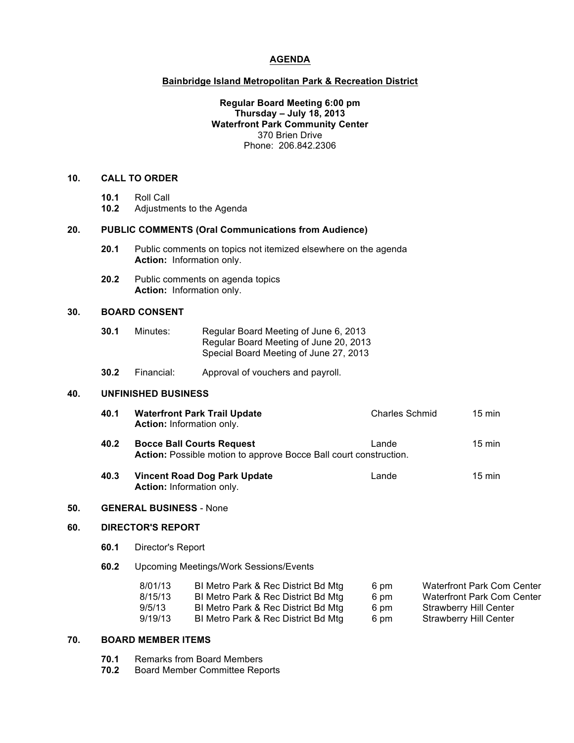# AGENDA

## Bainbridge Island Metropolitan Park & Recreation District

**Regular Board Meeting 6:00 pm**
**Thursday – July 18, 2013**
**Waterfront Park Community Center**
370 Brien Drive
Phone: 206.842.2306

### 10. CALL TO ORDER

**10.1** Roll Call
**10.2** Adjustments to the Agenda

### 20. PUBLIC COMMENTS (Oral Communications from Audience)

**20.1** Public comments on topics not itemized elsewhere on the agenda
**Action:** Information only.

**20.2** Public comments on agenda topics
**Action:** Information only.

### 30. BOARD CONSENT

**30.1** Minutes: Regular Board Meeting of June 6, 2013
Regular Board Meeting of June 20, 2013
Special Board Meeting of June 27, 2013

**30.2** Financial: Approval of vouchers and payroll.

### 40. UNFINISHED BUSINESS

**40.1** **Waterfront Park Trail Update** — Charles Schmid — 15 min
**Action:** Information only.

**40.2** **Bocce Ball Courts Request** — Lande — 15 min
**Action:** Possible motion to approve Bocce Ball court construction.

**40.3** **Vincent Road Dog Park Update** — Lande — 15 min
**Action:** Information only.

### 50. GENERAL BUSINESS - None

### 60. DIRECTOR'S REPORT

**60.1** Director's Report

**60.2** Upcoming Meetings/Work Sessions/Events

| | | | |
|---|---|---|---|
| 8/01/13 | BI Metro Park & Rec District Bd Mtg | 6 pm | Waterfront Park Com Center |
| 8/15/13 | BI Metro Park & Rec District Bd Mtg | 6 pm | Waterfront Park Com Center |
| 9/5/13 | BI Metro Park & Rec District Bd Mtg | 6 pm | Strawberry Hill Center |
| 9/19/13 | BI Metro Park & Rec District Bd Mtg | 6 pm | Strawberry Hill Center |

### 70. BOARD MEMBER ITEMS

**70.1** Remarks from Board Members
**70.2** Board Member Committee Reports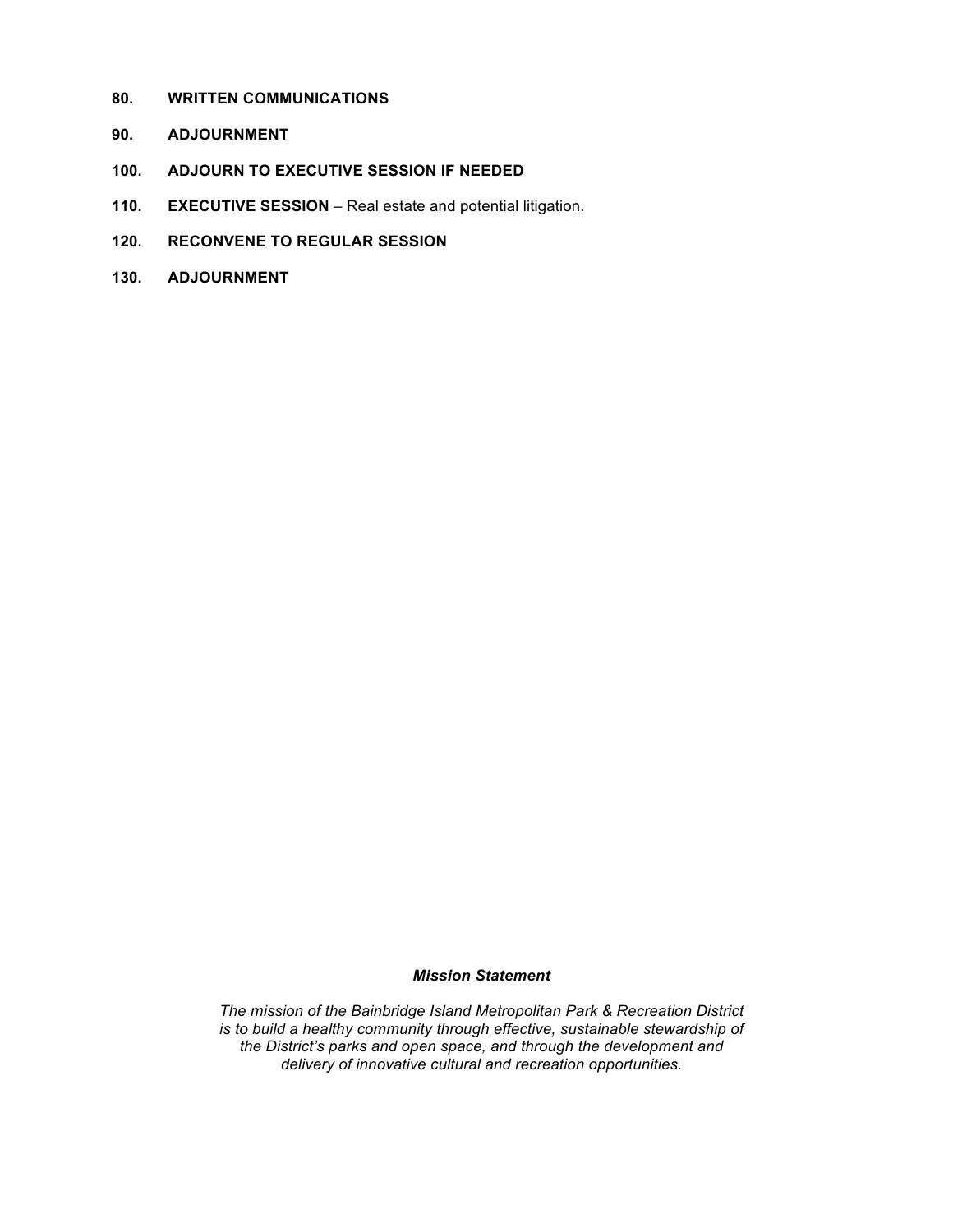**80. WRITTEN COMMUNICATIONS**

**90. ADJOURNMENT**

**100. ADJOURN TO EXECUTIVE SESSION IF NEEDED**

**110. EXECUTIVE SESSION** – Real estate and potential litigation.

**120. RECONVENE TO REGULAR SESSION**

**130. ADJOURNMENT**

***Mission Statement***

*The mission of the Bainbridge Island Metropolitan Park & Recreation District is to build a healthy community through effective, sustainable stewardship of the District's parks and open space, and through the development and delivery of innovative cultural and recreation opportunities.*